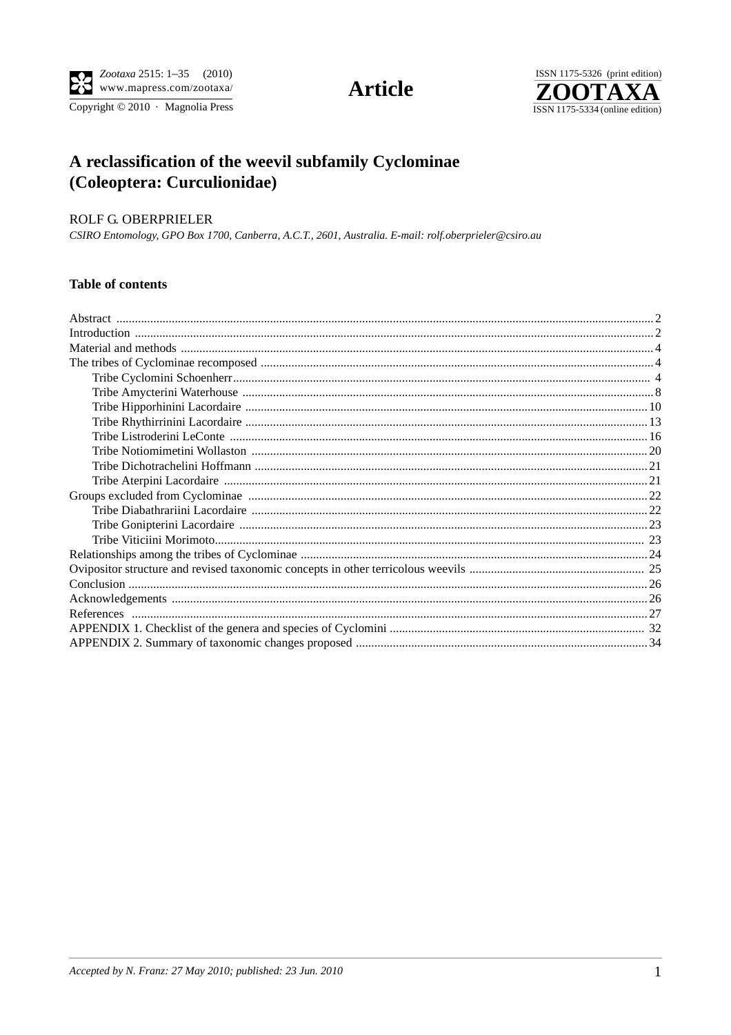# A reclassification of the weevil subfamily Cyclominae (Coleoptera: Curculionidae)

ROLF G. OBERPRIELER

*CSIRO Entomology, GPO Box 1700, Canberra, A.C.T., 2601, Australia. E-mail: rolf.oberprieler@csiro.au*

## Table of contents

- Abstract ... 2
- Introduction ... 2
- Material and methods ... 4
- The tribes of Cyclominae recomposed ... 4
  - Tribe Cyclomini Schoenherr ... 4
  - Tribe Amycterini Waterhouse ... 8
  - Tribe Hipporhinini Lacordaire ... 10
  - Tribe Rhythirrinini Lacordaire ... 13
  - Tribe Listroderini LeConte ... 16
  - Tribe Notiomimetini Wollaston ... 20
  - Tribe Dichotrachelini Hoffmann ... 21
  - Tribe Aterpini Lacordaire ... 21
- Groups excluded from Cyclominae ... 22
  - Tribe Diabathrariini Lacordaire ... 22
  - Tribe Gonipterini Lacordaire ... 23
  - Tribe Viticiini Morimoto ... 23
- Relationships among the tribes of Cyclominae ... 24
- Ovipositor structure and revised taxonomic concepts in other terricolous weevils ... 25
- Conclusion ... 26
- Acknowledgements ... 26
- References ... 27
- APPENDIX 1. Checklist of the genera and species of Cyclomini ... 32
- APPENDIX 2. Summary of taxonomic changes proposed ... 34

*Accepted by N. Franz: 27 May 2010; published: 23 Jun. 2010*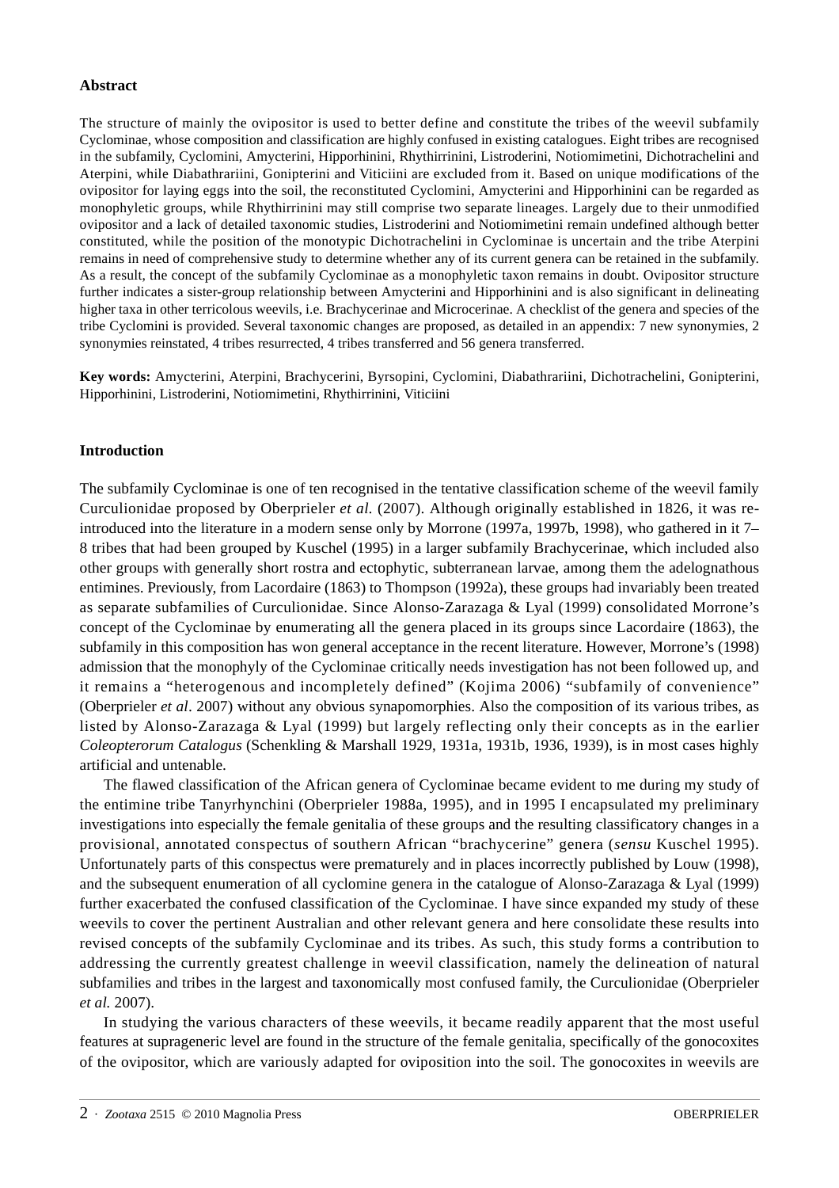## Abstract

The structure of mainly the ovipositor is used to better define and constitute the tribes of the weevil subfamily Cyclominae, whose composition and classification are highly confused in existing catalogues. Eight tribes are recognised in the subfamily, Cyclomini, Amycterini, Hipporhinini, Rhythirrinini, Listroderini, Notiomimetini, Dichotrachelini and Aterpini, while Diabathrariini, Gonipterini and Viticiini are excluded from it. Based on unique modifications of the ovipositor for laying eggs into the soil, the reconstituted Cyclomini, Amycterini and Hipporhinini can be regarded as monophyletic groups, while Rhythirrinini may still comprise two separate lineages. Largely due to their unmodified ovipositor and a lack of detailed taxonomic studies, Listroderini and Notiomimetini remain undefined although better constituted, while the position of the monotypic Dichotrachelini in Cyclominae is uncertain and the tribe Aterpini remains in need of comprehensive study to determine whether any of its current genera can be retained in the subfamily. As a result, the concept of the subfamily Cyclominae as a monophyletic taxon remains in doubt. Ovipositor structure further indicates a sister-group relationship between Amycterini and Hipporhinini and is also significant in delineating higher taxa in other terricolous weevils, i.e. Brachycerinae and Microcerinae. A checklist of the genera and species of the tribe Cyclomini is provided. Several taxonomic changes are proposed, as detailed in an appendix: 7 new synonymies, 2 synonymies reinstated, 4 tribes resurrected, 4 tribes transferred and 56 genera transferred.

**Key words:** Amycterini, Aterpini, Brachycerini, Byrsopini, Cyclomini, Diabathrariini, Dichotrachelini, Gonipterini, Hipporhinini, Listroderini, Notiomimetini, Rhythirrinini, Viticiini

## Introduction

The subfamily Cyclominae is one of ten recognised in the tentative classification scheme of the weevil family Curculionidae proposed by Oberprieler *et al.* (2007). Although originally established in 1826, it was re-introduced into the literature in a modern sense only by Morrone (1997a, 1997b, 1998), who gathered in it 7–8 tribes that had been grouped by Kuschel (1995) in a larger subfamily Brachycerinae, which included also other groups with generally short rostra and ectophytic, subterranean larvae, among them the adelognathous entimines. Previously, from Lacordaire (1863) to Thompson (1992a), these groups had invariably been treated as separate subfamilies of Curculionidae. Since Alonso-Zarazaga & Lyal (1999) consolidated Morrone's concept of the Cyclominae by enumerating all the genera placed in its groups since Lacordaire (1863), the subfamily in this composition has won general acceptance in the recent literature. However, Morrone's (1998) admission that the monophyly of the Cyclominae critically needs investigation has not been followed up, and it remains a "heterogenous and incompletely defined" (Kojima 2006) "subfamily of convenience" (Oberprieler *et al*. 2007) without any obvious synapomorphies. Also the composition of its various tribes, as listed by Alonso-Zarazaga & Lyal (1999) but largely reflecting only their concepts as in the earlier *Coleopterorum Catalogus* (Schenkling & Marshall 1929, 1931a, 1931b, 1936, 1939), is in most cases highly artificial and untenable.

The flawed classification of the African genera of Cyclominae became evident to me during my study of the entimine tribe Tanyrhynchini (Oberprieler 1988a, 1995), and in 1995 I encapsulated my preliminary investigations into especially the female genitalia of these groups and the resulting classificatory changes in a provisional, annotated conspectus of southern African "brachycerine" genera (*sensu* Kuschel 1995). Unfortunately parts of this conspectus were prematurely and in places incorrectly published by Louw (1998), and the subsequent enumeration of all cyclomine genera in the catalogue of Alonso-Zarazaga & Lyal (1999) further exacerbated the confused classification of the Cyclominae. I have since expanded my study of these weevils to cover the pertinent Australian and other relevant genera and here consolidate these results into revised concepts of the subfamily Cyclominae and its tribes. As such, this study forms a contribution to addressing the currently greatest challenge in weevil classification, namely the delineation of natural subfamilies and tribes in the largest and taxonomically most confused family, the Curculionidae (Oberprieler *et al.* 2007).

In studying the various characters of these weevils, it became readily apparent that the most useful features at suprageneric level are found in the structure of the female genitalia, specifically of the gonocoxites of the ovipositor, which are variously adapted for oviposition into the soil. The gonocoxites in weevils are